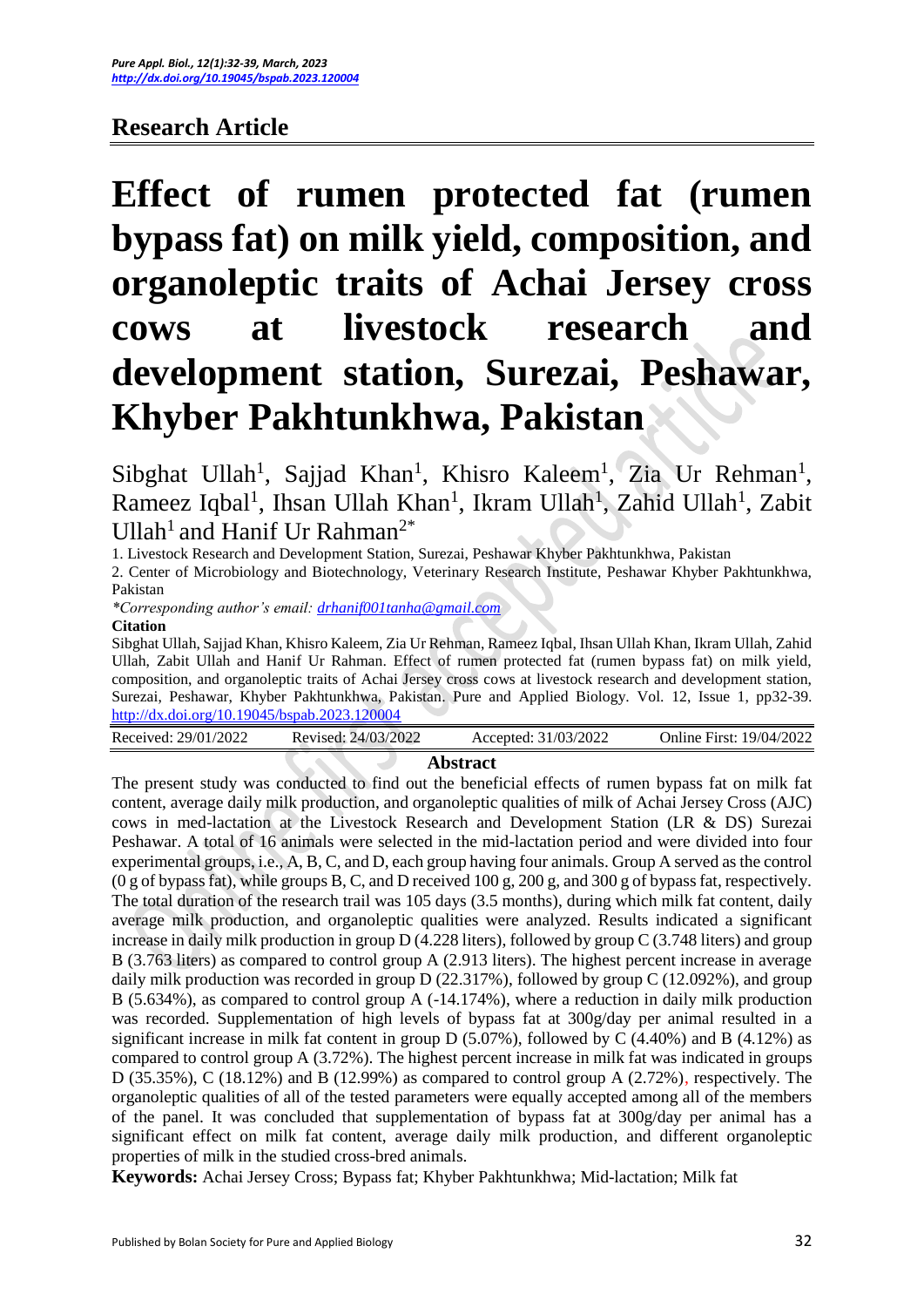**Research Article**

# Effect of rumen protected fat (rumen bypass fat) on milk yield, composition, and organoleptic traits of Achai Jersey cross cows at livestock research and development station, Surezai, Peshawar, Khyber Pakhtunkhwa, Pakistan

Sibghat Ullah[1], Sajjad Khan[1], Khisro Kaleem[1], Zia Ur Rehman[1], Rameez Iqbal[1], Ihsan Ullah Khan[1], Ikram Ullah[1], Zahid Ullah[1], Zabit Ullah[1] and Hanif Ur Rahman[2*]

1. Livestock Research and Development Station, Surezai, Peshawar Khyber Pakhtunkhwa, Pakistan
2. Center of Microbiology and Biotechnology, Veterinary Research Institute, Peshawar Khyber Pakhtunkhwa, Pakistan

*Corresponding author's email: drhanif001tanha@gmail.com

**Citation**

Sibghat Ullah, Sajjad Khan, Khisro Kaleem, Zia Ur Rehman, Rameez Iqbal, Ihsan Ullah Khan, Ikram Ullah, Zahid Ullah, Zabit Ullah and Hanif Ur Rahman. Effect of rumen protected fat (rumen bypass fat) on milk yield, composition, and organoleptic traits of Achai Jersey cross cows at livestock research and development station, Surezai, Peshawar, Khyber Pakhtunkhwa, Pakistan. Pure and Applied Biology. Vol. 12, Issue 1, pp32-39. http://dx.doi.org/10.19045/bspab.2023.120004

Received: 29/01/2022 Revised: 24/03/2022 Accepted: 31/03/2022 Online First: 19/04/2022

## Abstract

The present study was conducted to find out the beneficial effects of rumen bypass fat on milk fat content, average daily milk production, and organoleptic qualities of milk of Achai Jersey Cross (AJC) cows in med-lactation at the Livestock Research and Development Station (LR & DS) Surezai Peshawar. A total of 16 animals were selected in the mid-lactation period and were divided into four experimental groups, i.e., A, B, C, and D, each group having four animals. Group A served as the control (0 g of bypass fat), while groups B, C, and D received 100 g, 200 g, and 300 g of bypass fat, respectively. The total duration of the research trail was 105 days (3.5 months), during which milk fat content, daily average milk production, and organoleptic qualities were analyzed. Results indicated a significant increase in daily milk production in group D (4.228 liters), followed by group C (3.748 liters) and group B (3.763 liters) as compared to control group A (2.913 liters). The highest percent increase in average daily milk production was recorded in group D (22.317%), followed by group C (12.092%), and group B (5.634%), as compared to control group A (-14.174%), where a reduction in daily milk production was recorded. Supplementation of high levels of bypass fat at 300g/day per animal resulted in a significant increase in milk fat content in group D (5.07%), followed by C (4.40%) and B (4.12%) as compared to control group A (3.72%). The highest percent increase in milk fat was indicated in groups D (35.35%), C (18.12%) and B (12.99%) as compared to control group A (2.72%), respectively. The organoleptic qualities of all of the tested parameters were equally accepted among all of the members of the panel. It was concluded that supplementation of bypass fat at 300g/day per animal has a significant effect on milk fat content, average daily milk production, and different organoleptic properties of milk in the studied cross-bred animals.

**Keywords:** Achai Jersey Cross; Bypass fat; Khyber Pakhtunkhwa; Mid-lactation; Milk fat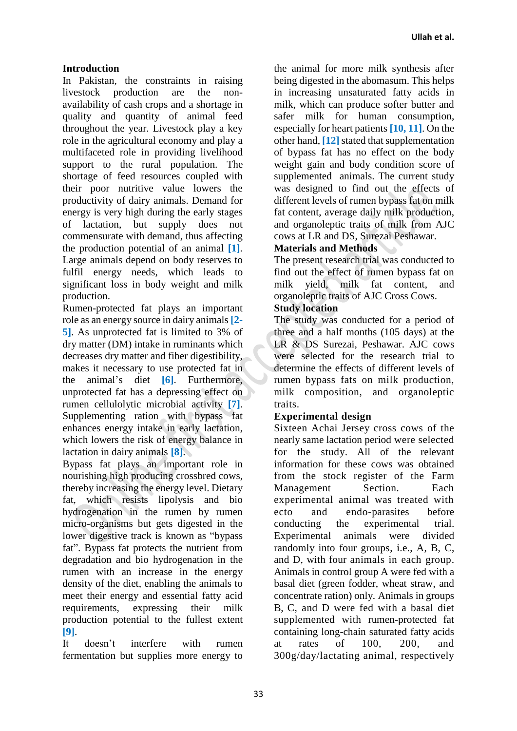## Introduction

In Pakistan, the constraints in raising livestock production are the non-availability of cash crops and a shortage in quality and quantity of animal feed throughout the year. Livestock play a key role in the agricultural economy and play a multifaceted role in providing livelihood support to the rural population. The shortage of feed resources coupled with their poor nutritive value lowers the productivity of dairy animals. Demand for energy is very high during the early stages of lactation, but supply does not commensurate with demand, thus affecting the production potential of an animal [1]. Large animals depend on body reserves to fulfil energy needs, which leads to significant loss in body weight and milk production.

Rumen-protected fat plays an important role as an energy source in dairy animals [2-5]. As unprotected fat is limited to 3% of dry matter (DM) intake in ruminants which decreases dry matter and fiber digestibility, makes it necessary to use protected fat in the animal's diet [6]. Furthermore, unprotected fat has a depressing effect on rumen cellulolytic microbial activity [7]. Supplementing ration with bypass fat enhances energy intake in early lactation, which lowers the risk of energy balance in lactation in dairy animals [8].

Bypass fat plays an important role in nourishing high producing crossbred cows, thereby increasing the energy level. Dietary fat, which resists lipolysis and bio hydrogenation in the rumen by rumen micro-organisms but gets digested in the lower digestive track is known as "bypass fat". Bypass fat protects the nutrient from degradation and bio hydrogenation in the rumen with an increase in the energy density of the diet, enabling the animals to meet their energy and essential fatty acid requirements, expressing their milk production potential to the fullest extent [9].

It doesn't interfere with rumen fermentation but supplies more energy to the animal for more milk synthesis after being digested in the abomasum. This helps in increasing unsaturated fatty acids in milk, which can produce softer butter and safer milk for human consumption, especially for heart patients [10, 11]. On the other hand, [12] stated that supplementation of bypass fat has no effect on the body weight gain and body condition score of supplemented animals. The current study was designed to find out the effects of different levels of rumen bypass fat on milk fat content, average daily milk production, and organoleptic traits of milk from AJC cows at LR and DS, Surezai Peshawar.

## Materials and Methods

The present research trial was conducted to find out the effect of rumen bypass fat on milk yield, milk fat content, and organoleptic traits of AJC Cross Cows.

### Study location

The study was conducted for a period of three and a half months (105 days) at the LR & DS Surezai, Peshawar. AJC cows were selected for the research trial to determine the effects of different levels of rumen bypass fats on milk production, milk composition, and organoleptic traits.

### Experimental design

Sixteen Achai Jersey cross cows of the nearly same lactation period were selected for the study. All of the relevant information for these cows was obtained from the stock register of the Farm Management Section. Each experimental animal was treated with ecto and endo-parasites before conducting the experimental trial. Experimental animals were divided randomly into four groups, i.e., A, B, C, and D, with four animals in each group. Animals in control group A were fed with a basal diet (green fodder, wheat straw, and concentrate ration) only. Animals in groups B, C, and D were fed with a basal diet supplemented with rumen-protected fat containing long-chain saturated fatty acids at rates of 100, 200, and 300g/day/lactating animal, respectively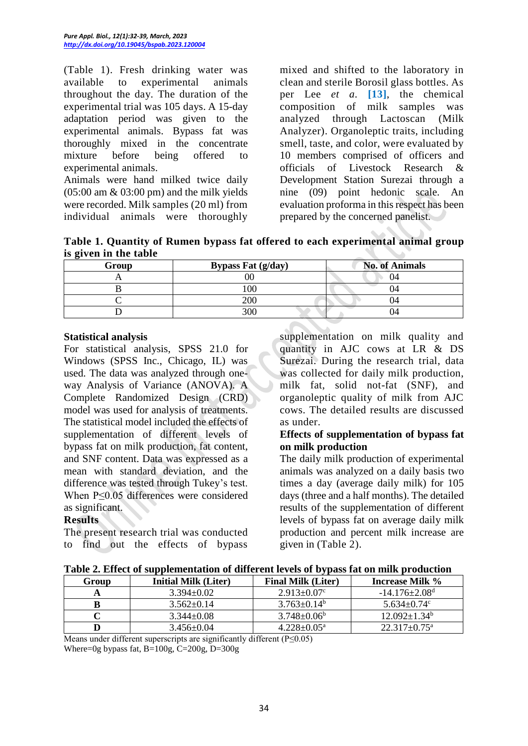(Table 1). Fresh drinking water was available to experimental animals throughout the day. The duration of the experimental trial was 105 days. A 15-day adaptation period was given to the experimental animals. Bypass fat was thoroughly mixed in the concentrate mixture before being offered to experimental animals.

Animals were hand milked twice daily (05:00 am & 03:00 pm) and the milk yields were recorded. Milk samples (20 ml) from individual animals were thoroughly mixed and shifted to the laboratory in clean and sterile Borosil glass bottles. As per Lee *et a*. [13], the chemical composition of milk samples was analyzed through Lactoscan (Milk Analyzer). Organoleptic traits, including smell, taste, and color, were evaluated by 10 members comprised of officers and officials of Livestock Research & Development Station Surezai through a nine (09) point hedonic scale. An evaluation proforma in this respect has been prepared by the concerned panelist.

**Table 1. Quantity of Rumen bypass fat offered to each experimental animal group is given in the table**

| Group | Bypass Fat (g/day) | No. of Animals |
|---|---|---|
| A | 00 | 04 |
| B | 100 | 04 |
| C | 200 | 04 |
| D | 300 | 04 |

## Statistical analysis

For statistical analysis, SPSS 21.0 for Windows (SPSS Inc., Chicago, IL) was used. The data was analyzed through one-way Analysis of Variance (ANOVA). A Complete Randomized Design (CRD) model was used for analysis of treatments. The statistical model included the effects of supplementation of different levels of bypass fat on milk production, fat content, and SNF content. Data was expressed as a mean with standard deviation, and the difference was tested through Tukey's test. When P≤0.05 differences were considered as significant.

## Results

The present research trial was conducted to find out the effects of bypass supplementation on milk quality and quantity in AJC cows at LR & DS Surezai. During the research trial, data was collected for daily milk production, milk fat, solid not-fat (SNF), and organoleptic quality of milk from AJC cows. The detailed results are discussed as under.

### Effects of supplementation of bypass fat on milk production

The daily milk production of experimental animals was analyzed on a daily basis two times a day (average daily milk) for 105 days (three and a half months). The detailed results of the supplementation of different levels of bypass fat on average daily milk production and percent milk increase are given in (Table 2).

**Table 2. Effect of supplementation of different levels of bypass fat on milk production**

| Group | Initial Milk (Liter) | Final Milk (Liter) | Increase Milk % |
|---|---|---|---|
| **A** | 3.394±0.02 | 2.913±0.07$^{c}$ | -14.176±2.08$^{d}$ |
| **B** | 3.562±0.14 | 3.763±0.14$^{b}$ | 5.634±0.74$^{c}$ |
| **C** | 3.344±0.08 | 3.748±0.06$^{b}$ | 12.092±1.34$^{b}$ |
| **D** | 3.456±0.04 | 4.228±0.05$^{a}$ | 22.317±0.75$^{a}$ |

Means under different superscripts are significantly different (P≤0.05)
Where=0g bypass fat, B=100g, C=200g, D=300g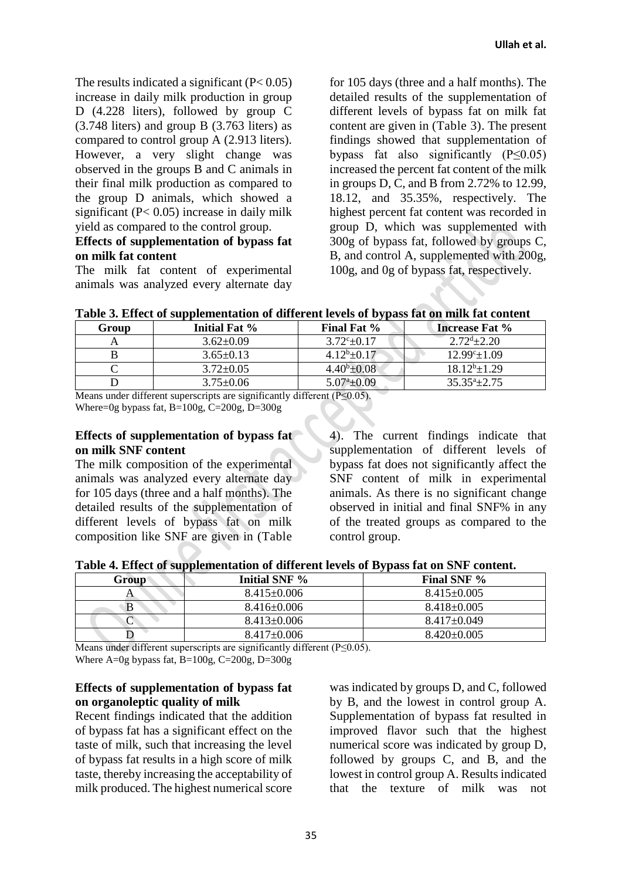The results indicated a significant ($P < 0.05$) increase in daily milk production in group D (4.228 liters), followed by group C (3.748 liters) and group B (3.763 liters) as compared to control group A (2.913 liters). However, a very slight change was observed in the groups B and C animals in their final milk production as compared to the group D animals, which showed a significant ($P < 0.05$) increase in daily milk yield as compared to the control group.

**Effects of supplementation of bypass fat on milk fat content**

The milk fat content of experimental animals was analyzed every alternate day for 105 days (three and a half months). The detailed results of the supplementation of different levels of bypass fat on milk fat content are given in (Table 3). The present findings showed that supplementation of bypass fat also significantly ($P \leq 0.05$) increased the percent fat content of the milk in groups D, C, and B from 2.72% to 12.99, 18.12, and 35.35%, respectively. The highest percent fat content was recorded in group D, which was supplemented with 300g of bypass fat, followed by groups C, B, and control A, supplemented with 200g, 100g, and 0g of bypass fat, respectively.

**Table 3. Effect of supplementation of different levels of bypass fat on milk fat content**

| Group | Initial Fat % | Final Fat % | Increase Fat % |
|---|---|---|---|
| A | 3.62±0.09 | $3.72^{c}$±0.17 | $2.72^{d}$±2.20 |
| B | 3.65±0.13 | $4.12^{b}$±0.17 | $12.99^{c}$±1.09 |
| C | 3.72±0.05 | $4.40^{b}$±0.08 | $18.12^{b}$±1.29 |
| D | 3.75±0.06 | $5.07^{a}$±0.09 | $35.35^{a}$±2.75 |

Means under different superscripts are significantly different ($P \leq 0.05$).
Where=0g bypass fat, B=100g, C=200g, D=300g

**Effects of supplementation of bypass fat on milk SNF content**

The milk composition of the experimental animals was analyzed every alternate day for 105 days (three and a half months). The detailed results of the supplementation of different levels of bypass fat on milk composition like SNF are given in (Table 4). The current findings indicate that supplementation of different levels of bypass fat does not significantly affect the SNF content of milk in experimental animals. As there is no significant change observed in initial and final SNF% in any of the treated groups as compared to the control group.

**Table 4. Effect of supplementation of different levels of Bypass fat on SNF content.**

| Group | Initial SNF % | Final SNF % |
|---|---|---|
| A | 8.415±0.006 | 8.415±0.005 |
| B | 8.416±0.006 | 8.418±0.005 |
| C | 8.413±0.006 | 8.417±0.049 |
| D | 8.417±0.006 | 8.420±0.005 |

Means under different superscripts are significantly different ($P \leq 0.05$).
Where A=0g bypass fat, B=100g, C=200g, D=300g

**Effects of supplementation of bypass fat on organoleptic quality of milk**

Recent findings indicated that the addition of bypass fat has a significant effect on the taste of milk, such that increasing the level of bypass fat results in a high score of milk taste, thereby increasing the acceptability of milk produced. The highest numerical score was indicated by groups D, and C, followed by B, and the lowest in control group A. Supplementation of bypass fat resulted in improved flavor such that the highest numerical score was indicated by group D, followed by groups C, and B, and the lowest in control group A. Results indicated that the texture of milk was not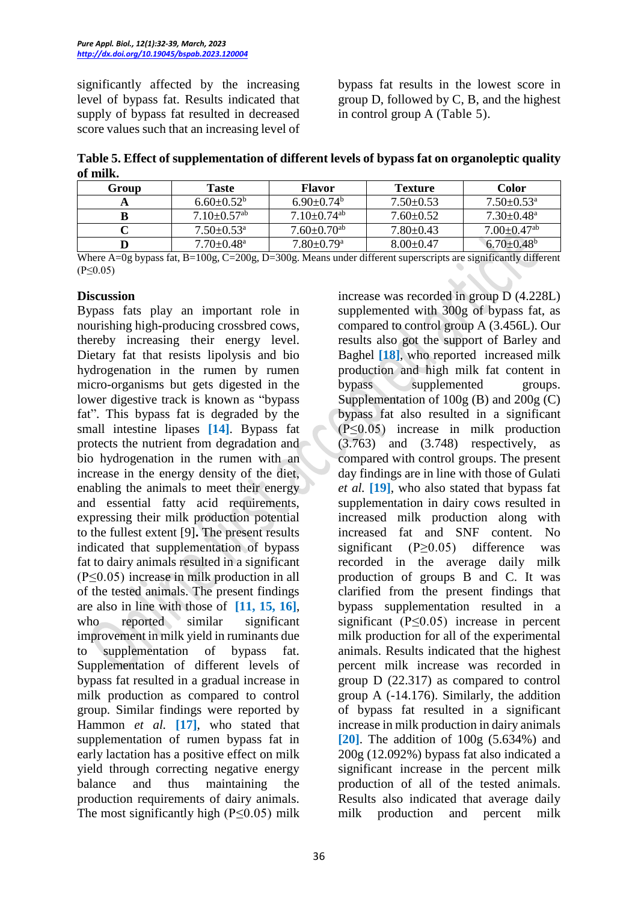significantly affected by the increasing level of bypass fat. Results indicated that supply of bypass fat resulted in decreased score values such that an increasing level of bypass fat results in the lowest score in group D, followed by C, B, and the highest in control group A (Table 5).

**Table 5. Effect of supplementation of different levels of bypass fat on organoleptic quality of milk.**

| Group | Taste | Flavor | Texture | Color |
|---|---|---|---|---|
| **A** | 6.60±0.52$^{b}$ | 6.90±0.74$^{b}$ | 7.50±0.53 | 7.50±0.53$^{a}$ |
| **B** | 7.10±0.57$^{ab}$ | 7.10±0.74$^{ab}$ | 7.60±0.52 | 7.30±0.48$^{a}$ |
| **C** | 7.50±0.53$^{a}$ | 7.60±0.70$^{ab}$ | 7.80±0.43 | 7.00±0.47$^{ab}$ |
| **D** | 7.70±0.48$^{a}$ | 7.80±0.79$^{a}$ | 8.00±0.47 | 6.70±0.48$^{b}$ |

Where A=0g bypass fat, B=100g, C=200g, D=300g. Means under different superscripts are significantly different (P≤0.05)

## Discussion

Bypass fats play an important role in nourishing high-producing crossbred cows, thereby increasing their energy level. Dietary fat that resists lipolysis and bio hydrogenation in the rumen by rumen micro-organisms but gets digested in the lower digestive track is known as "bypass fat". This bypass fat is degraded by the small intestine lipases **[14]**. Bypass fat protects the nutrient from degradation and bio hydrogenation in the rumen with an increase in the energy density of the diet, enabling the animals to meet their energy and essential fatty acid requirements, expressing their milk production potential to the fullest extent [9]**.** The present results indicated that supplementation of bypass fat to dairy animals resulted in a significant (P≤0.05) increase in milk production in all of the tested animals. The present findings are also in line with those of **[11, 15, 16]**, who reported similar significant improvement in milk yield in ruminants due to supplementation of bypass fat. Supplementation of different levels of bypass fat resulted in a gradual increase in milk production as compared to control group. Similar findings were reported by Hammon *et al.* **[17]**, who stated that supplementation of rumen bypass fat in early lactation has a positive effect on milk yield through correcting negative energy balance and thus maintaining the production requirements of dairy animals. The most significantly high (P≤0.05) milk increase was recorded in group D (4.228L) supplemented with 300g of bypass fat, as compared to control group A (3.456L). Our results also got the support of Barley and Baghel **[18]**, who reported increased milk production and high milk fat content in bypass supplemented groups. Supplementation of 100g (B) and 200g (C) bypass fat also resulted in a significant (P≤0.05) increase in milk production (3.763) and (3.748) respectively, as compared with control groups. The present day findings are in line with those of Gulati *et al.* **[19]**, who also stated that bypass fat supplementation in dairy cows resulted in increased milk production along with increased fat and SNF content. No significant (P≥0.05) difference was recorded in the average daily milk production of groups B and C. It was clarified from the present findings that bypass supplementation resulted in a significant (P≤0.05) increase in percent milk production for all of the experimental animals. Results indicated that the highest percent milk increase was recorded in group D (22.317) as compared to control group A (-14.176). Similarly, the addition of bypass fat resulted in a significant increase in milk production in dairy animals **[20]**. The addition of 100g (5.634%) and 200g (12.092%) bypass fat also indicated a significant increase in the percent milk production of all of the tested animals. Results also indicated that average daily milk production and percent milk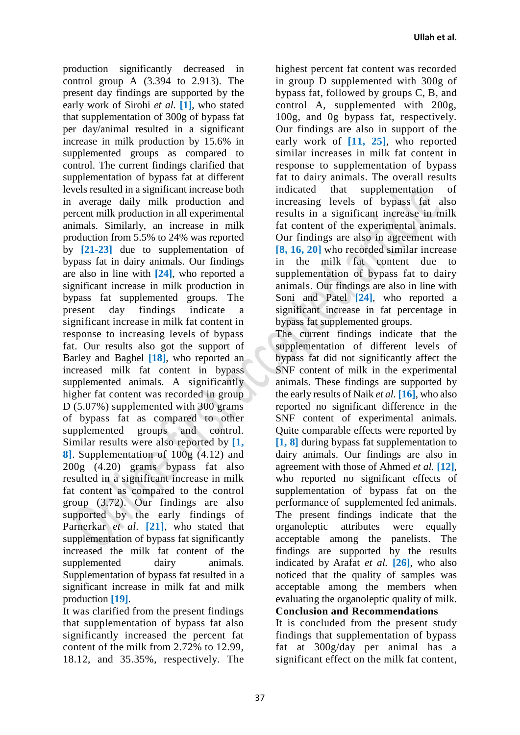production significantly decreased in control group A (3.394 to 2.913). The present day findings are supported by the early work of Sirohi *et al.* [1], who stated that supplementation of 300g of bypass fat per day/animal resulted in a significant increase in milk production by 15.6% in supplemented groups as compared to control. The current findings clarified that supplementation of bypass fat at different levels resulted in a significant increase both in average daily milk production and percent milk production in all experimental animals. Similarly, an increase in milk production from 5.5% to 24% was reported by [21-23] due to supplementation of bypass fat in dairy animals. Our findings are also in line with [24], who reported a significant increase in milk production in bypass fat supplemented groups. The present day findings indicate a significant increase in milk fat content in response to increasing levels of bypass fat. Our results also got the support of Barley and Baghel [18], who reported an increased milk fat content in bypass supplemented animals. A significantly higher fat content was recorded in group D (5.07%) supplemented with 300 grams of bypass fat as compared to other supplemented groups and control. Similar results were also reported by [1, 8]. Supplementation of 100g (4.12) and 200g (4.20) grams bypass fat also resulted in a significant increase in milk fat content as compared to the control group (3.72). Our findings are also supported by the early findings of Parnerkar *et al.* [21], who stated that supplementation of bypass fat significantly increased the milk fat content of the supplemented dairy animals. Supplementation of bypass fat resulted in a significant increase in milk fat and milk production [19].

It was clarified from the present findings that supplementation of bypass fat also significantly increased the percent fat content of the milk from 2.72% to 12.99, 18.12, and 35.35%, respectively. The highest percent fat content was recorded in group D supplemented with 300g of bypass fat, followed by groups C, B, and control A, supplemented with 200g, 100g, and 0g bypass fat, respectively. Our findings are also in support of the early work of [11, 25], who reported similar increases in milk fat content in response to supplementation of bypass fat to dairy animals. The overall results indicated that supplementation of increasing levels of bypass fat also results in a significant increase in milk fat content of the experimental animals. Our findings are also in agreement with [8, 16, 20] who recorded similar increase in the milk fat content due to supplementation of bypass fat to dairy animals. Our findings are also in line with Soni and Patel [24], who reported a significant increase in fat percentage in bypass fat supplemented groups.

The current findings indicate that the supplementation of different levels of bypass fat did not significantly affect the SNF content of milk in the experimental animals. These findings are supported by the early results of Naik *et al.* [16], who also reported no significant difference in the SNF content of experimental animals. Quite comparable effects were reported by [1, 8] during bypass fat supplementation to dairy animals. Our findings are also in agreement with those of Ahmed *et al.* [12], who reported no significant effects of supplementation of bypass fat on the performance of supplemented fed animals. The present findings indicate that the organoleptic attributes were equally acceptable among the panelists. The findings are supported by the results indicated by Arafat *et al.* [26], who also noticed that the quality of samples was acceptable among the members when evaluating the organoleptic quality of milk.

**Conclusion and Recommendations**

It is concluded from the present study findings that supplementation of bypass fat at 300g/day per animal has a significant effect on the milk fat content,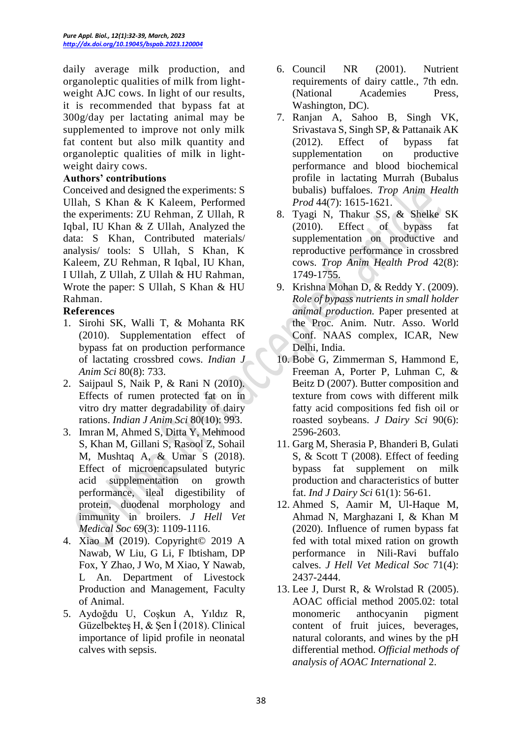daily average milk production, and organoleptic qualities of milk from light-weight AJC cows. In light of our results, it is recommended that bypass fat at 300g/day per lactating animal may be supplemented to improve not only milk fat content but also milk quantity and organoleptic qualities of milk in light-weight dairy cows.

**Authors' contributions**

Conceived and designed the experiments: S Ullah, S Khan & K Kaleem, Performed the experiments: ZU Rehman, Z Ullah, R Iqbal, IU Khan & Z Ullah, Analyzed the data: S Khan, Contributed materials/ analysis/ tools: S Ullah, S Khan, K Kaleem, ZU Rehman, R Iqbal, IU Khan, I Ullah, Z Ullah, Z Ullah & HU Rahman, Wrote the paper: S Ullah, S Khan & HU Rahman.

**References**

1. Sirohi SK, Walli T, & Mohanta RK (2010). Supplementation effect of bypass fat on production performance of lactating crossbred cows. *Indian J Anim Sci* 80(8): 733.
2. Saijpaul S, Naik P, & Rani N (2010). Effects of rumen protected fat on in vitro dry matter degradability of dairy rations. *Indian J Anim Sci* 80(10): 993.
3. Imran M, Ahmed S, Ditta Y, Mehmood S, Khan M, Gillani S, Rasool Z, Sohail M, Mushtaq A, & Umar S (2018). Effect of microencapsulated butyric acid supplementation on growth performance, ileal digestibility of protein, duodenal morphology and immunity in broilers. *J Hell Vet Medical Soc* 69(3): 1109-1116.
4. Xiao M (2019). Copyright© 2019 A Nawab, W Liu, G Li, F Ibtisham, DP Fox, Y Zhao, J Wo, M Xiao, Y Nawab, L An. Department of Livestock Production and Management, Faculty of Animal.
5. Aydoğdu U, Coşkun A, Yıldız R, Güzelbekteş H, & Şen İ (2018). Clinical importance of lipid profile in neonatal calves with sepsis.
6. Council NR (2001). Nutrient requirements of dairy cattle., 7th edn. (National Academies Press, Washington, DC).
7. Ranjan A, Sahoo B, Singh VK, Srivastava S, Singh SP, & Pattanaik AK (2012). Effect of bypass fat supplementation on productive performance and blood biochemical profile in lactating Murrah (Bubalus bubalis) buffaloes. *Trop Anim Health Prod* 44(7): 1615-1621.
8. Tyagi N, Thakur SS, & Shelke SK (2010). Effect of bypass fat supplementation on productive and reproductive performance in crossbred cows. *Trop Anim Health Prod* 42(8): 1749-1755.
9. Krishna Mohan D, & Reddy Y. (2009). *Role of bypass nutrients in small holder animal production.* Paper presented at the Proc. Anim. Nutr. Asso. World Conf. NAAS complex, ICAR, New Delhi, India.
10. Bobe G, Zimmerman S, Hammond E, Freeman A, Porter P, Luhman C, & Beitz D (2007). Butter composition and texture from cows with different milk fatty acid compositions fed fish oil or roasted soybeans. *J Dairy Sci* 90(6): 2596-2603.
11. Garg M, Sherasia P, Bhanderi B, Gulati S, & Scott T (2008). Effect of feeding bypass fat supplement on milk production and characteristics of butter fat. *Ind J Dairy Sci* 61(1): 56-61.
12. Ahmed S, Aamir M, Ul-Haque M, Ahmad N, Marghazani I, & Khan M (2020). Influence of rumen bypass fat fed with total mixed ration on growth performance in Nili-Ravi buffalo calves. *J Hell Vet Medical Soc* 71(4): 2437-2444.
13. Lee J, Durst R, & Wrolstad R (2005). AOAC official method 2005.02: total monomeric anthocyanin pigment content of fruit juices, beverages, natural colorants, and wines by the pH differential method. *Official methods of analysis of AOAC International* 2.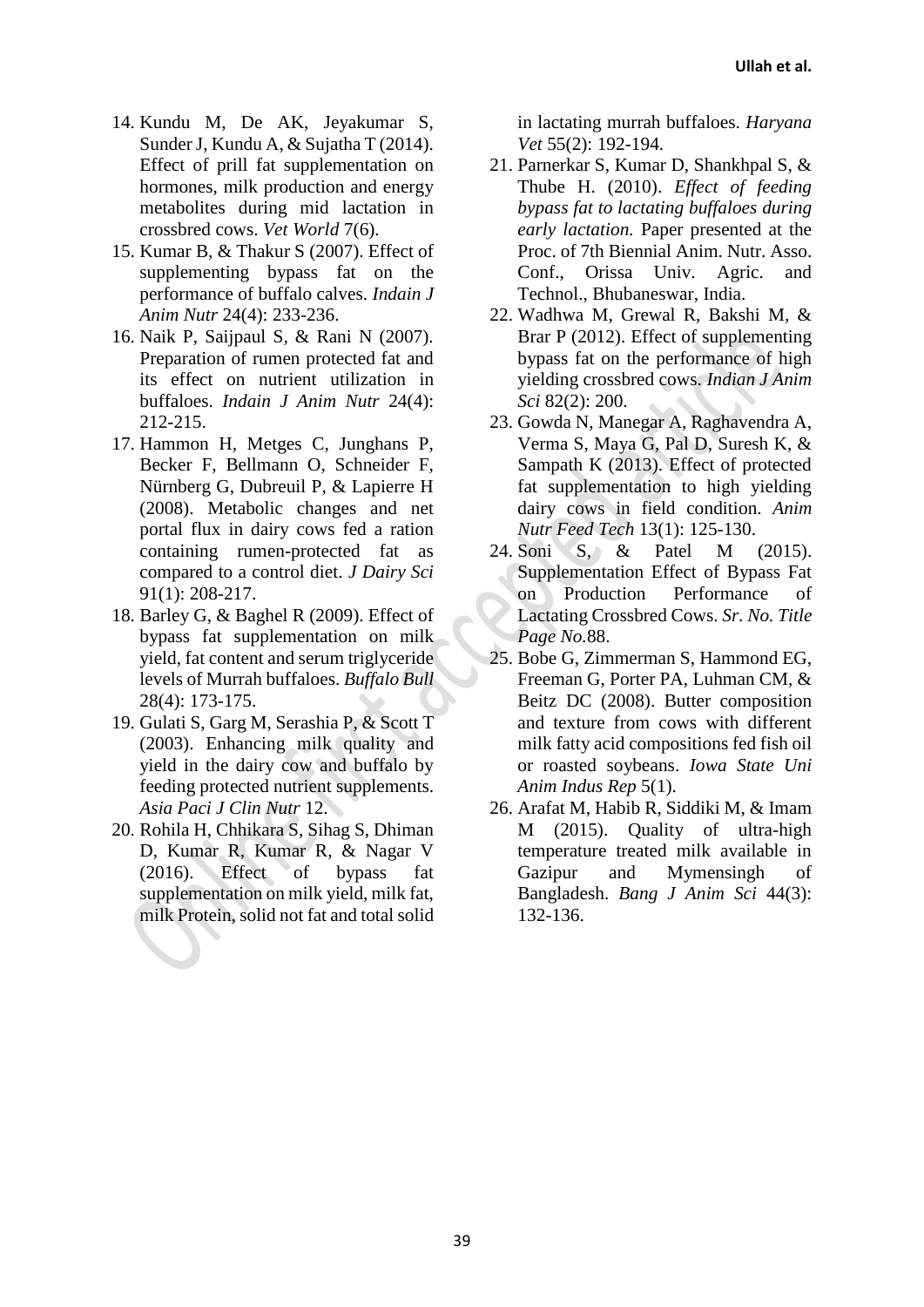14. Kundu M, De AK, Jeyakumar S, Sunder J, Kundu A, & Sujatha T (2014). Effect of prill fat supplementation on hormones, milk production and energy metabolites during mid lactation in crossbred cows. *Vet World* 7(6).
15. Kumar B, & Thakur S (2007). Effect of supplementing bypass fat on the performance of buffalo calves. *Indain J Anim Nutr* 24(4): 233-236.
16. Naik P, Saijpaul S, & Rani N (2007). Preparation of rumen protected fat and its effect on nutrient utilization in buffaloes. *Indain J Anim Nutr* 24(4): 212-215.
17. Hammon H, Metges C, Junghans P, Becker F, Bellmann O, Schneider F, Nürnberg G, Dubreuil P, & Lapierre H (2008). Metabolic changes and net portal flux in dairy cows fed a ration containing rumen-protected fat as compared to a control diet. *J Dairy Sci* 91(1): 208-217.
18. Barley G, & Baghel R (2009). Effect of bypass fat supplementation on milk yield, fat content and serum triglyceride levels of Murrah buffaloes. *Buffalo Bull* 28(4): 173-175.
19. Gulati S, Garg M, Serashia P, & Scott T (2003). Enhancing milk quality and yield in the dairy cow and buffalo by feeding protected nutrient supplements. *Asia Paci J Clin Nutr* 12.
20. Rohila H, Chhikara S, Sihag S, Dhiman D, Kumar R, Kumar R, & Nagar V (2016). Effect of bypass fat supplementation on milk yield, milk fat, milk Protein, solid not fat and total solid in lactating murrah buffaloes. *Haryana Vet* 55(2): 192-194.
21. Parnerkar S, Kumar D, Shankhpal S, & Thube H. (2010). *Effect of feeding bypass fat to lactating buffaloes during early lactation.* Paper presented at the Proc. of 7th Biennial Anim. Nutr. Asso. Conf., Orissa Univ. Agric. and Technol., Bhubaneswar, India.
22. Wadhwa M, Grewal R, Bakshi M, & Brar P (2012). Effect of supplementing bypass fat on the performance of high yielding crossbred cows. *Indian J Anim Sci* 82(2): 200.
23. Gowda N, Manegar A, Raghavendra A, Verma S, Maya G, Pal D, Suresh K, & Sampath K (2013). Effect of protected fat supplementation to high yielding dairy cows in field condition. *Anim Nutr Feed Tech* 13(1): 125-130.
24. Soni S, & Patel M (2015). Supplementation Effect of Bypass Fat on Production Performance of Lactating Crossbred Cows. *Sr. No. Title Page No.*88.
25. Bobe G, Zimmerman S, Hammond EG, Freeman G, Porter PA, Luhman CM, & Beitz DC (2008). Butter composition and texture from cows with different milk fatty acid compositions fed fish oil or roasted soybeans. *Iowa State Uni Anim Indus Rep* 5(1).
26. Arafat M, Habib R, Siddiki M, & Imam M (2015). Quality of ultra-high temperature treated milk available in Gazipur and Mymensingh of Bangladesh. *Bang J Anim Sci* 44(3): 132-136.